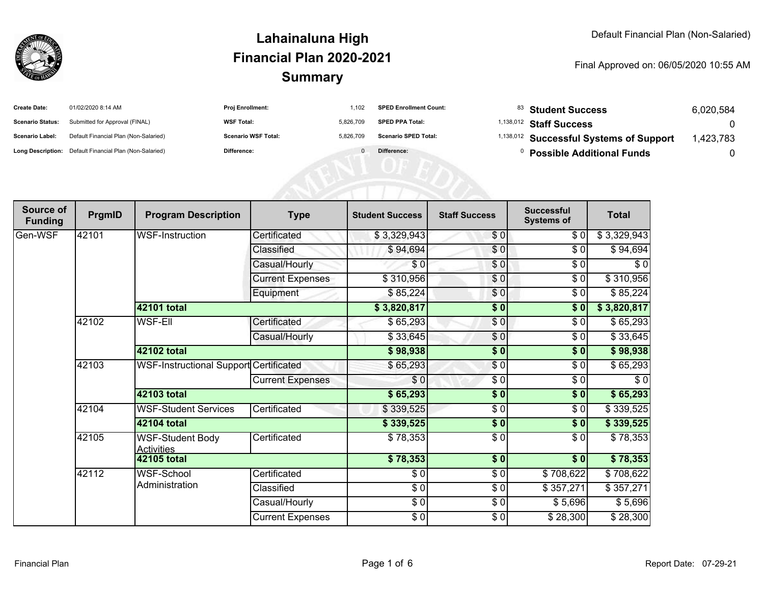# Lahainaluna High
# Financial Plan 2020-2021
# Summary

Default Financial Plan (Non-Salaried)

Final Approved on: 06/05/2020 10:55 AM

| | | | | | | | |
|---|---|---|---|---|---|---|---|
| **Create Date:** | 01/02/2020 8:14 AM | **Proj Enrollment:** | 1,102 | **SPED Enrollment Count:** | 83 | **Student Success** | 6,020,584 |
| **Scenario Status:** | Submitted for Approval (FINAL) | **WSF Total:** | 5,826,709 | **SPED PPA Total:** | 1,138,012 | **Staff Success** | 0 |
| **Scenario Label:** | Default Financial Plan (Non-Salaried) | **Scenario WSF Total:** | 5,826,709 | **Scenario SPED Total:** | 1,138,012 | **Successful Systems of Support** | 1,423,783 |
| **Long Description:** | Default Financial Plan (Non-Salaried) | **Difference:** | 0 | **Difference:** | 0 | **Possible Additional Funds** | 0 |

| Source of Funding | PrgmID | Program Description | Type | Student Success | Staff Success | Successful Systems of | Total |
|---|---|---|---|---|---|---|---|
| Gen-WSF | 42101 | WSF-Instruction | Certificated | $ 3,329,943 | $ 0 | $ 0 | $ 3,329,943 |
| | | | Classified | $ 94,694 | $ 0 | $ 0 | $ 94,694 |
| | | | Casual/Hourly | $ 0 | $ 0 | $ 0 | $ 0 |
| | | | Current Expenses | $ 310,956 | $ 0 | $ 0 | $ 310,956 |
| | | | Equipment | $ 85,224 | $ 0 | $ 0 | $ 85,224 |
| | | **42101 total** | | **$ 3,820,817** | **$ 0** | **$ 0** | **$ 3,820,817** |
| | 42102 | WSF-Ell | Certificated | $ 65,293 | $ 0 | $ 0 | $ 65,293 |
| | | | Casual/Hourly | $ 33,645 | $ 0 | $ 0 | $ 33,645 |
| | | **42102 total** | | **$ 98,938** | **$ 0** | **$ 0** | **$ 98,938** |
| | 42103 | WSF-Instructional Support | Certificated | $ 65,293 | $ 0 | $ 0 | $ 65,293 |
| | | | Current Expenses | $ 0 | $ 0 | $ 0 | $ 0 |
| | | **42103 total** | | **$ 65,293** | **$ 0** | **$ 0** | **$ 65,293** |
| | 42104 | WSF-Student Services | Certificated | $ 339,525 | $ 0 | $ 0 | $ 339,525 |
| | | **42104 total** | | **$ 339,525** | **$ 0** | **$ 0** | **$ 339,525** |
| | 42105 | WSF-Student Body Activities | Certificated | $ 78,353 | $ 0 | $ 0 | $ 78,353 |
| | | **42105 total** | | **$ 78,353** | **$ 0** | **$ 0** | **$ 78,353** |
| | 42112 | WSF-School Administration | Certificated | $ 0 | $ 0 | $ 708,622 | $ 708,622 |
| | | | Classified | $ 0 | $ 0 | $ 357,271 | $ 357,271 |
| | | | Casual/Hourly | $ 0 | $ 0 | $ 5,696 | $ 5,696 |
| | | | Current Expenses | $ 0 | $ 0 | $ 28,300 | $ 28,300 |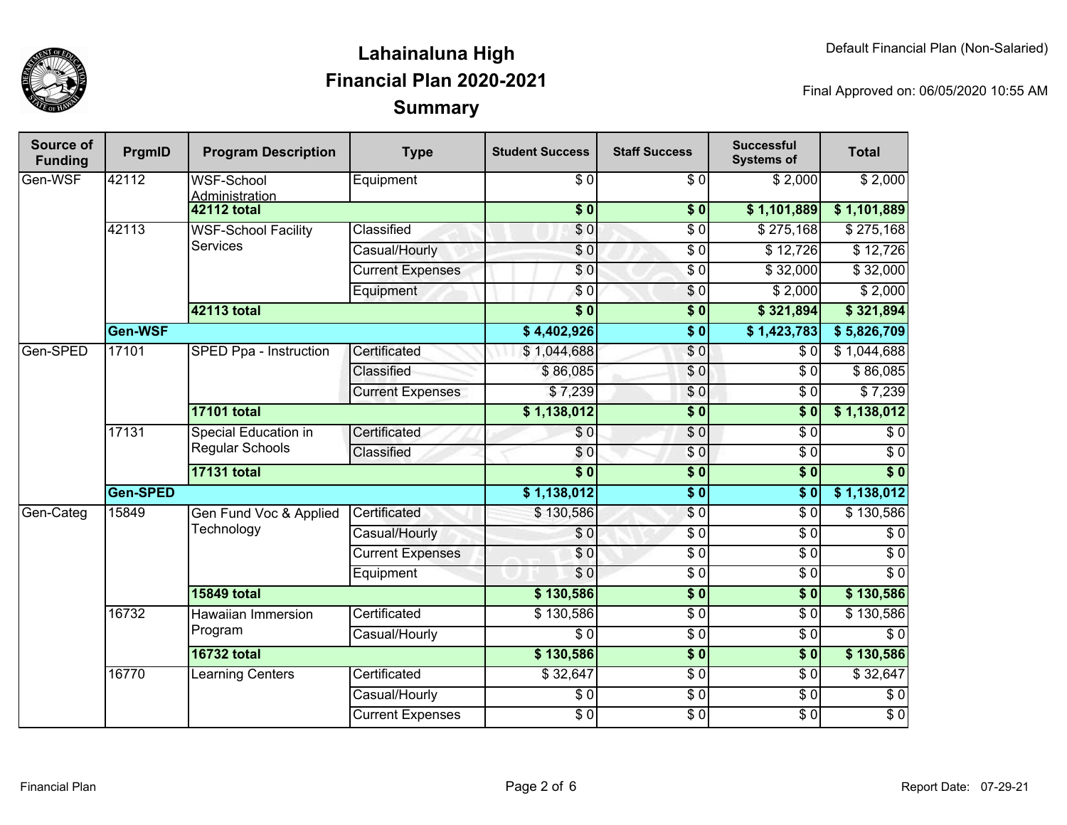# Lahainaluna High
## Financial Plan 2020-2021
## Summary

Default Financial Plan (Non-Salaried)

Final Approved on: 06/05/2020 10:55 AM

| Source of Funding | PrgmID | Program Description | Type | Student Success | Staff Success | Successful Systems of | Total |
|---|---|---|---|---|---|---|---|
| Gen-WSF | 42112 | WSF-School Administration | Equipment | $ 0 | $ 0 | $ 2,000 | $ 2,000 |
| | | **42112 total** | | **$ 0** | **$ 0** | **$ 1,101,889** | **$ 1,101,889** |
| | 42113 | WSF-School Facility Services | Classified | $ 0 | $ 0 | $ 275,168 | $ 275,168 |
| | | | Casual/Hourly | $ 0 | $ 0 | $ 12,726 | $ 12,726 |
| | | | Current Expenses | $ 0 | $ 0 | $ 32,000 | $ 32,000 |
| | | | Equipment | $ 0 | $ 0 | $ 2,000 | $ 2,000 |
| | | **42113 total** | | **$ 0** | **$ 0** | **$ 321,894** | **$ 321,894** |
| | **Gen-WSF** | | | **$ 4,402,926** | **$ 0** | **$ 1,423,783** | **$ 5,826,709** |
| Gen-SPED | 17101 | SPED Ppa - Instruction | Certificated | $ 1,044,688 | $ 0 | $ 0 | $ 1,044,688 |
| | | | Classified | $ 86,085 | $ 0 | $ 0 | $ 86,085 |
| | | | Current Expenses | $ 7,239 | $ 0 | $ 0 | $ 7,239 |
| | | **17101 total** | | **$ 1,138,012** | **$ 0** | **$ 0** | **$ 1,138,012** |
| | 17131 | Special Education in Regular Schools | Certificated | $ 0 | $ 0 | $ 0 | $ 0 |
| | | | Classified | $ 0 | $ 0 | $ 0 | $ 0 |
| | | **17131 total** | | **$ 0** | **$ 0** | **$ 0** | **$ 0** |
| | **Gen-SPED** | | | **$ 1,138,012** | **$ 0** | **$ 0** | **$ 1,138,012** |
| Gen-Categ | 15849 | Gen Fund Voc & Applied Technology | Certificated | $ 130,586 | $ 0 | $ 0 | $ 130,586 |
| | | | Casual/Hourly | $ 0 | $ 0 | $ 0 | $ 0 |
| | | | Current Expenses | $ 0 | $ 0 | $ 0 | $ 0 |
| | | | Equipment | $ 0 | $ 0 | $ 0 | $ 0 |
| | | **15849 total** | | **$ 130,586** | **$ 0** | **$ 0** | **$ 130,586** |
| | 16732 | Hawaiian Immersion Program | Certificated | $ 130,586 | $ 0 | $ 0 | $ 130,586 |
| | | | Casual/Hourly | $ 0 | $ 0 | $ 0 | $ 0 |
| | | **16732 total** | | **$ 130,586** | **$ 0** | **$ 0** | **$ 130,586** |
| | 16770 | Learning Centers | Certificated | $ 32,647 | $ 0 | $ 0 | $ 32,647 |
| | | | Casual/Hourly | $ 0 | $ 0 | $ 0 | $ 0 |
| | | | Current Expenses | $ 0 | $ 0 | $ 0 | $ 0 |

Report Date: 07-29-21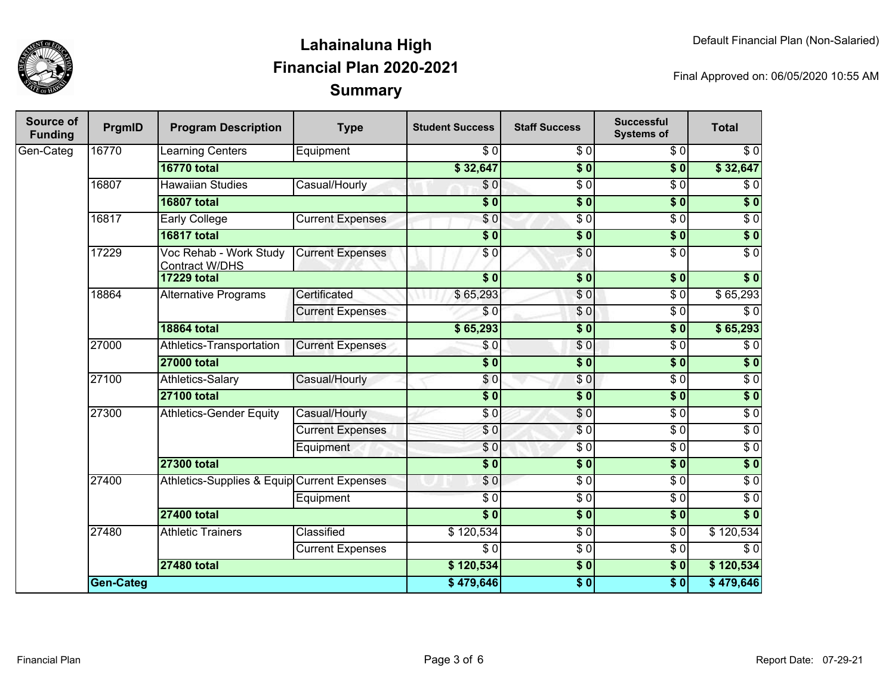# Lahainaluna High
## Financial Plan 2020-2021
## Summary

Default Financial Plan (Non-Salaried)

Final Approved on: 06/05/2020 10:55 AM

| Source of Funding | PrgmID | Program Description | Type | Student Success | Staff Success | Successful Systems of | Total |
|---|---|---|---|---|---|---|---|
| Gen-Categ | 16770 | Learning Centers | Equipment | $ 0 | $ 0 | $ 0 | $ 0 |
| | | **16770 total** | | **$ 32,647** | **$ 0** | **$ 0** | **$ 32,647** |
| | 16807 | Hawaiian Studies | Casual/Hourly | $ 0 | $ 0 | $ 0 | $ 0 |
| | | **16807 total** | | **$ 0** | **$ 0** | **$ 0** | **$ 0** |
| | 16817 | Early College | Current Expenses | $ 0 | $ 0 | $ 0 | $ 0 |
| | | **16817 total** | | **$ 0** | **$ 0** | **$ 0** | **$ 0** |
| | 17229 | Voc Rehab - Work Study Contract W/DHS | Current Expenses | $ 0 | $ 0 | $ 0 | $ 0 |
| | | **17229 total** | | **$ 0** | **$ 0** | **$ 0** | **$ 0** |
| | 18864 | Alternative Programs | Certificated | $ 65,293 | $ 0 | $ 0 | $ 65,293 |
| | | | Current Expenses | $ 0 | $ 0 | $ 0 | $ 0 |
| | | **18864 total** | | **$ 65,293** | **$ 0** | **$ 0** | **$ 65,293** |
| | 27000 | Athletics-Transportation | Current Expenses | $ 0 | $ 0 | $ 0 | $ 0 |
| | | **27000 total** | | **$ 0** | **$ 0** | **$ 0** | **$ 0** |
| | 27100 | Athletics-Salary | Casual/Hourly | $ 0 | $ 0 | $ 0 | $ 0 |
| | | **27100 total** | | **$ 0** | **$ 0** | **$ 0** | **$ 0** |
| | 27300 | Athletics-Gender Equity | Casual/Hourly | $ 0 | $ 0 | $ 0 | $ 0 |
| | | | Current Expenses | $ 0 | $ 0 | $ 0 | $ 0 |
| | | | Equipment | $ 0 | $ 0 | $ 0 | $ 0 |
| | | **27300 total** | | **$ 0** | **$ 0** | **$ 0** | **$ 0** |
| | 27400 | Athletics-Supplies & Equip | Current Expenses | $ 0 | $ 0 | $ 0 | $ 0 |
| | | | Equipment | $ 0 | $ 0 | $ 0 | $ 0 |
| | | **27400 total** | | **$ 0** | **$ 0** | **$ 0** | **$ 0** |
| | 27480 | Athletic Trainers | Classified | $ 120,534 | $ 0 | $ 0 | $ 120,534 |
| | | | Current Expenses | $ 0 | $ 0 | $ 0 | $ 0 |
| | | **27480 total** | | **$ 120,534** | **$ 0** | **$ 0** | **$ 120,534** |
| | **Gen-Categ** | | | **$ 479,646** | **$ 0** | **$ 0** | **$ 479,646** |

Financial Plan

Report Date: 07-29-21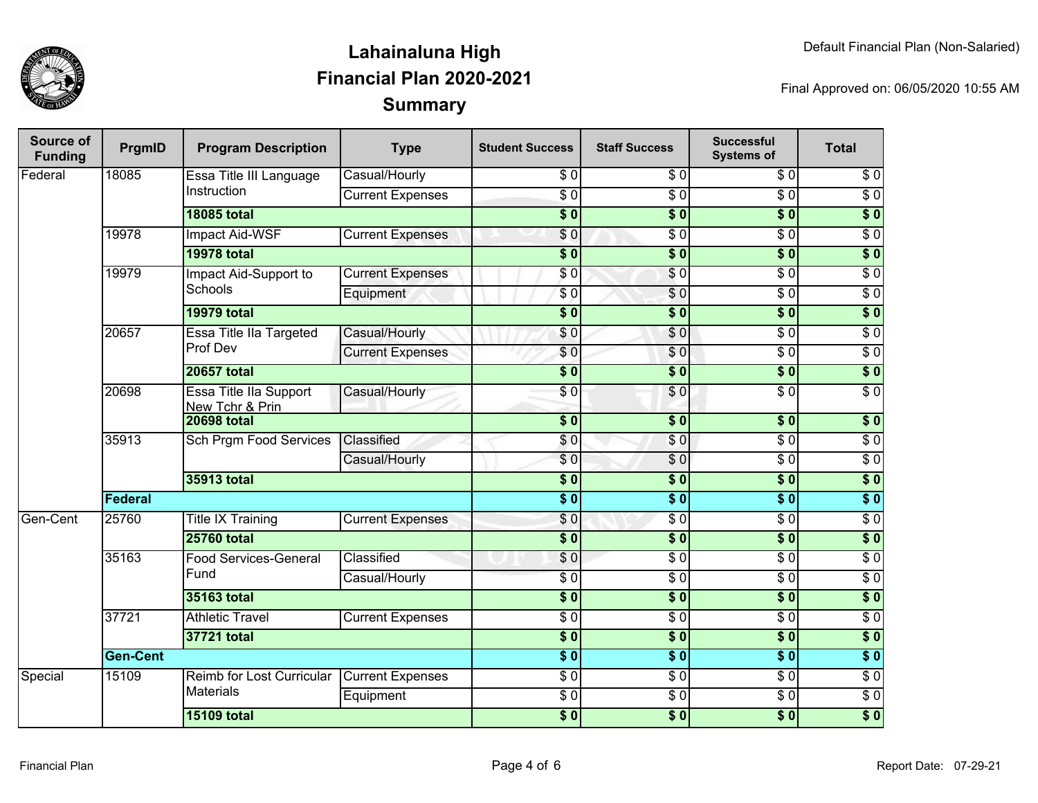# Lahainaluna High
# Financial Plan 2020-2021
# Summary

Default Financial Plan (Non-Salaried)

Final Approved on: 06/05/2020 10:55 AM

| Source of Funding | PrgmID | Program Description | Type | Student Success | Staff Success | Successful Systems of | Total |
|---|---|---|---|---|---|---|---|
| Federal | 18085 | Essa Title III Language Instruction | Casual/Hourly | $ 0 | $ 0 | $ 0 | $ 0 |
| | | | Current Expenses | $ 0 | $ 0 | $ 0 | $ 0 |
| | | **18085 total** | | **$ 0** | **$ 0** | **$ 0** | **$ 0** |
| | 19978 | Impact Aid-WSF | Current Expenses | $ 0 | $ 0 | $ 0 | $ 0 |
| | | **19978 total** | | **$ 0** | **$ 0** | **$ 0** | **$ 0** |
| | 19979 | Impact Aid-Support to Schools | Current Expenses | $ 0 | $ 0 | $ 0 | $ 0 |
| | | | Equipment | $ 0 | $ 0 | $ 0 | $ 0 |
| | | **19979 total** | | **$ 0** | **$ 0** | **$ 0** | **$ 0** |
| | 20657 | Essa Title IIa Targeted Prof Dev | Casual/Hourly | $ 0 | $ 0 | $ 0 | $ 0 |
| | | | Current Expenses | $ 0 | $ 0 | $ 0 | $ 0 |
| | | **20657 total** | | **$ 0** | **$ 0** | **$ 0** | **$ 0** |
| | 20698 | Essa Title IIa Support New Tchr & Prin | Casual/Hourly | $ 0 | $ 0 | $ 0 | $ 0 |
| | | **20698 total** | | **$ 0** | **$ 0** | **$ 0** | **$ 0** |
| | 35913 | Sch Prgm Food Services | Classified | $ 0 | $ 0 | $ 0 | $ 0 |
| | | | Casual/Hourly | $ 0 | $ 0 | $ 0 | $ 0 |
| | | **35913 total** | | **$ 0** | **$ 0** | **$ 0** | **$ 0** |
| | **Federal** | | | **$ 0** | **$ 0** | **$ 0** | **$ 0** |
| Gen-Cent | 25760 | Title IX Training | Current Expenses | $ 0 | $ 0 | $ 0 | $ 0 |
| | | **25760 total** | | **$ 0** | **$ 0** | **$ 0** | **$ 0** |
| | 35163 | Food Services-General Fund | Classified | $ 0 | $ 0 | $ 0 | $ 0 |
| | | | Casual/Hourly | $ 0 | $ 0 | $ 0 | $ 0 |
| | | **35163 total** | | **$ 0** | **$ 0** | **$ 0** | **$ 0** |
| | 37721 | Athletic Travel | Current Expenses | $ 0 | $ 0 | $ 0 | $ 0 |
| | | **37721 total** | | **$ 0** | **$ 0** | **$ 0** | **$ 0** |
| | **Gen-Cent** | | | **$ 0** | **$ 0** | **$ 0** | **$ 0** |
| Special | 15109 | Reimb for Lost Curricular Materials | Current Expenses | $ 0 | $ 0 | $ 0 | $ 0 |
| | | | Equipment | $ 0 | $ 0 | $ 0 | $ 0 |
| | | **15109 total** | | **$ 0** | **$ 0** | **$ 0** | **$ 0** |

Report Date: 07-29-21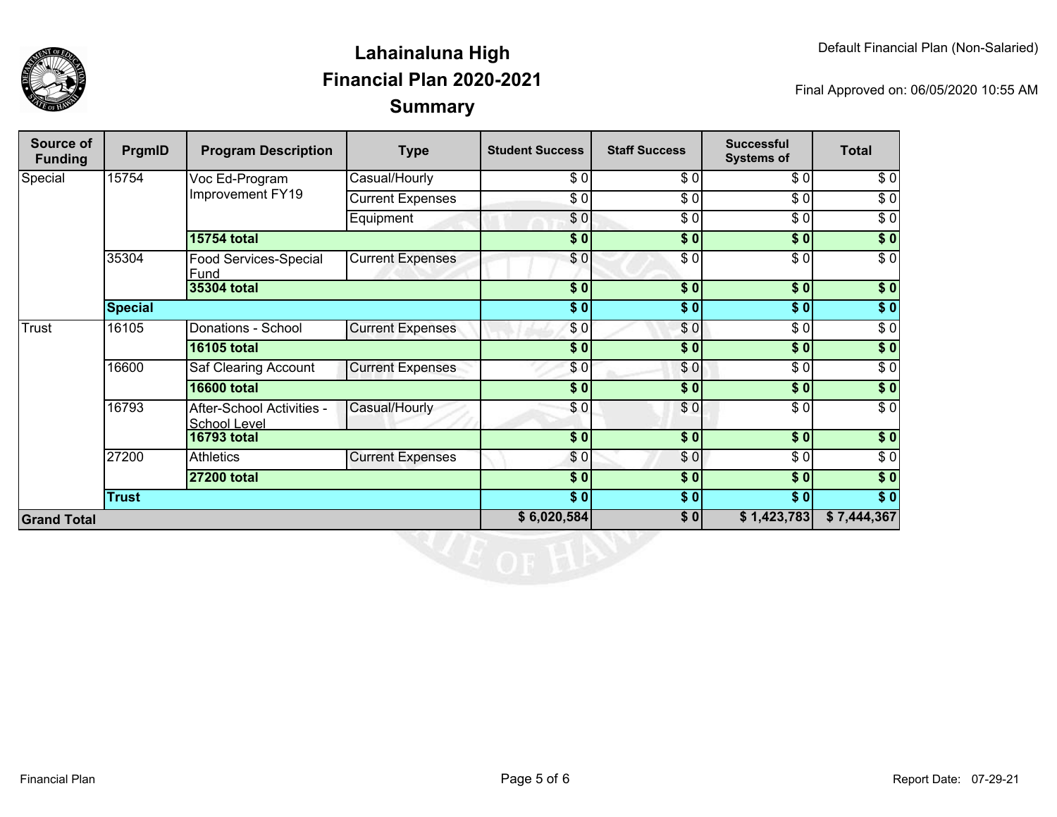# Lahainaluna High
## Financial Plan 2020-2021
## Summary

Default Financial Plan (Non-Salaried)

Final Approved on: 06/05/2020 10:55 AM

| Source of Funding | PrgmID | Program Description | Type | Student Success | Staff Success | Successful Systems of | Total |
|---|---|---|---|---|---|---|---|
| Special | 15754 | Voc Ed-Program Improvement FY19 | Casual/Hourly | $ 0 | $ 0 | $ 0 | $ 0 |
| | | | Current Expenses | $ 0 | $ 0 | $ 0 | $ 0 |
| | | | Equipment | $ 0 | $ 0 | $ 0 | $ 0 |
| | | **15754 total** | | **$ 0** | **$ 0** | **$ 0** | **$ 0** |
| | 35304 | Food Services-Special Fund | Current Expenses | $ 0 | $ 0 | $ 0 | $ 0 |
| | | **35304 total** | | **$ 0** | **$ 0** | **$ 0** | **$ 0** |
| | **Special** | | | **$ 0** | **$ 0** | **$ 0** | **$ 0** |
| Trust | 16105 | Donations - School | Current Expenses | $ 0 | $ 0 | $ 0 | $ 0 |
| | | **16105 total** | | **$ 0** | **$ 0** | **$ 0** | **$ 0** |
| | 16600 | Saf Clearing Account | Current Expenses | $ 0 | $ 0 | $ 0 | $ 0 |
| | | **16600 total** | | **$ 0** | **$ 0** | **$ 0** | **$ 0** |
| | 16793 | After-School Activities - School Level | Casual/Hourly | $ 0 | $ 0 | $ 0 | $ 0 |
| | | **16793 total** | | **$ 0** | **$ 0** | **$ 0** | **$ 0** |
| | 27200 | Athletics | Current Expenses | $ 0 | $ 0 | $ 0 | $ 0 |
| | | **27200 total** | | **$ 0** | **$ 0** | **$ 0** | **$ 0** |
| | **Trust** | | | **$ 0** | **$ 0** | **$ 0** | **$ 0** |
| **Grand Total** | | | | **$ 6,020,584** | **$ 0** | **$ 1,423,783** | **$ 7,444,367** |

Financial Plan

Report Date: 07-29-21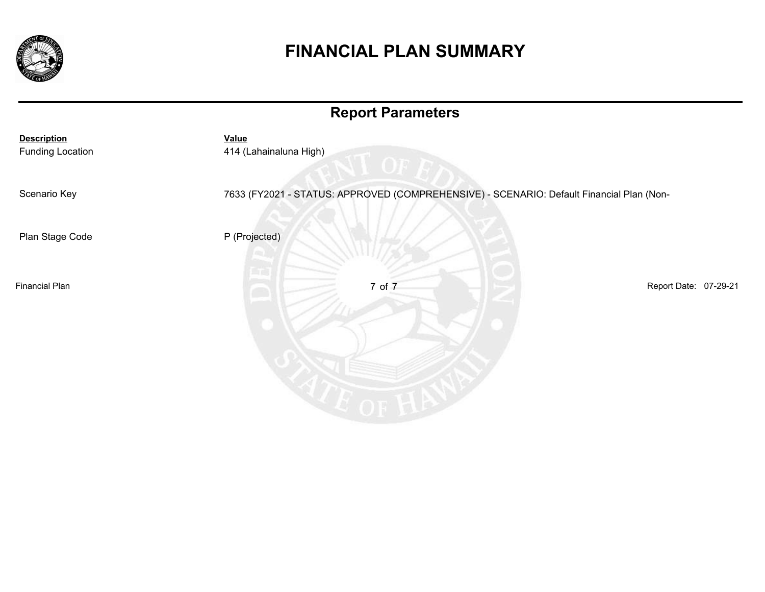# FINANCIAL PLAN SUMMARY

## Report Parameters

| Description | Value |
|---|---|
| Funding Location | 414 (Lahainaluna High) |
| Scenario Key | 7633 (FY2021 - STATUS: APPROVED (COMPREHENSIVE) - SCENARIO: Default Financial Plan (Non- |
| Plan Stage Code | P (Projected) |

Financial Plan

Report Date: 07-29-21